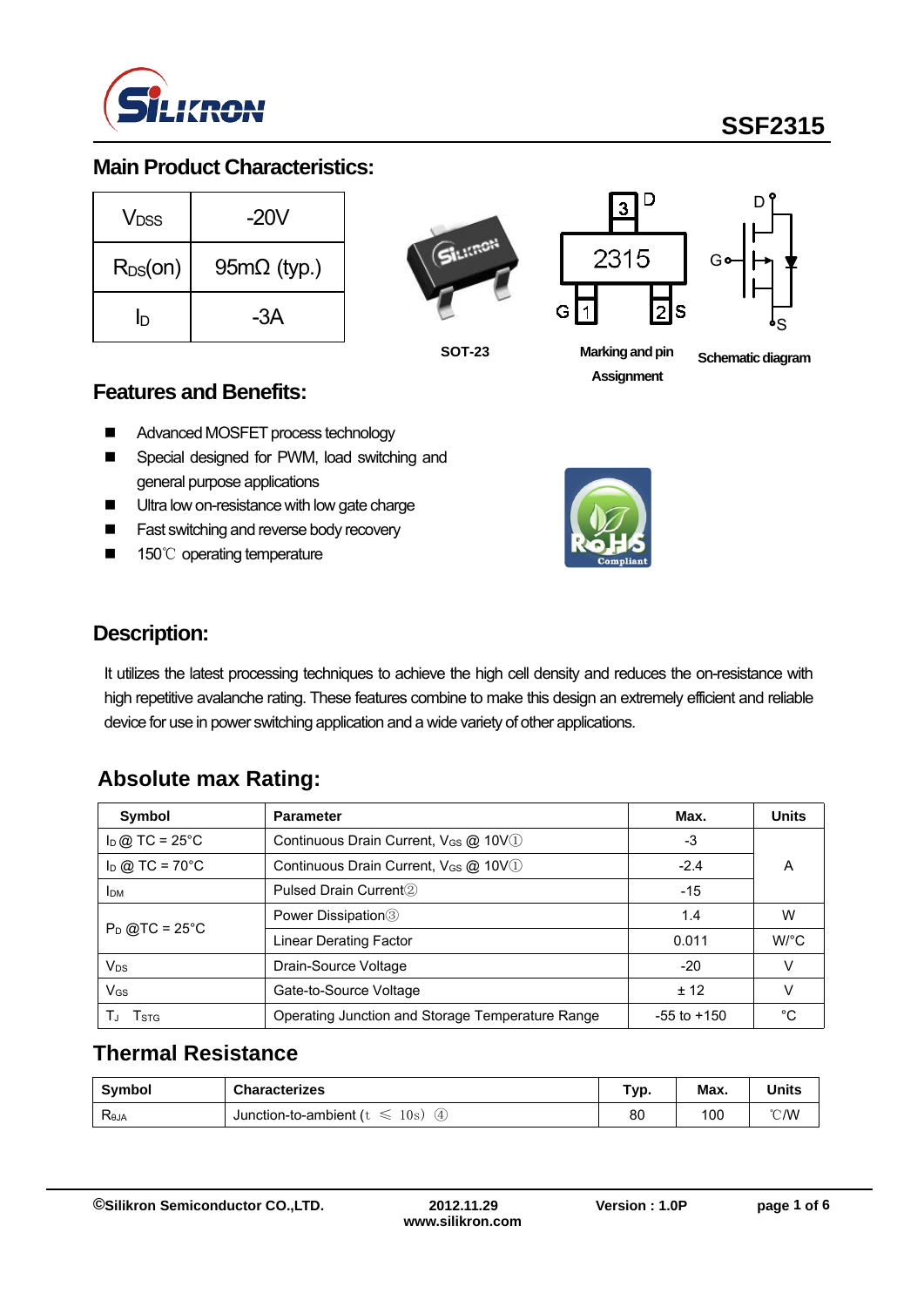# SSF2315

## Main Product Characteristics:

| | |
|---|---|
| $V_{DSS}$ | -20V |
| $R_{DS}(on)$ | 95mΩ (typ.) |
| $I_D$ | -3A |

SOT-23

Marking and pin Assignment

Schematic diagram

## Features and Benefits:

- Advanced MOSFET process technology
- Special designed for PWM, load switching and general purpose applications
- Ultra low on-resistance with low gate charge
- Fast switching and reverse body recovery
- 150℃ operating temperature

## Description:

It utilizes the latest processing techniques to achieve the high cell density and reduces the on-resistance with high repetitive avalanche rating. These features combine to make this design an extremely efficient and reliable device for use in power switching application and a wide variety of other applications.

## Absolute max Rating:

| Symbol | Parameter | Max. | Units |
|---|---|---|---|
| $I_D$ @ TC = 25°C | Continuous Drain Current, $V_{GS}$ @ 10V① | -3 | A |
| $I_D$ @ TC = 70°C | Continuous Drain Current, $V_{GS}$ @ 10V① | -2.4 | |
| $I_{DM}$ | Pulsed Drain Current② | -15 | |
| $P_D$ @TC = 25°C | Power Dissipation③ | 1.4 | W |
| | Linear Derating Factor | 0.011 | W/°C |
| $V_{DS}$ | Drain-Source Voltage | -20 | V |
| $V_{GS}$ | Gate-to-Source Voltage | ± 12 | V |
| $T_J$ $T_{STG}$ | Operating Junction and Storage Temperature Range | -55 to +150 | °C |

## Thermal Resistance

| Symbol | Characterizes | Typ. | Max. | Units |
|---|---|---|---|---|
| $R_{\theta JA}$ | Junction-to-ambient (t ≤ 10s) ④ | 80 | 100 | ℃/W |

©Silikron Semiconductor CO.,LTD. 2012.11.29 www.silikron.com Version : 1.0P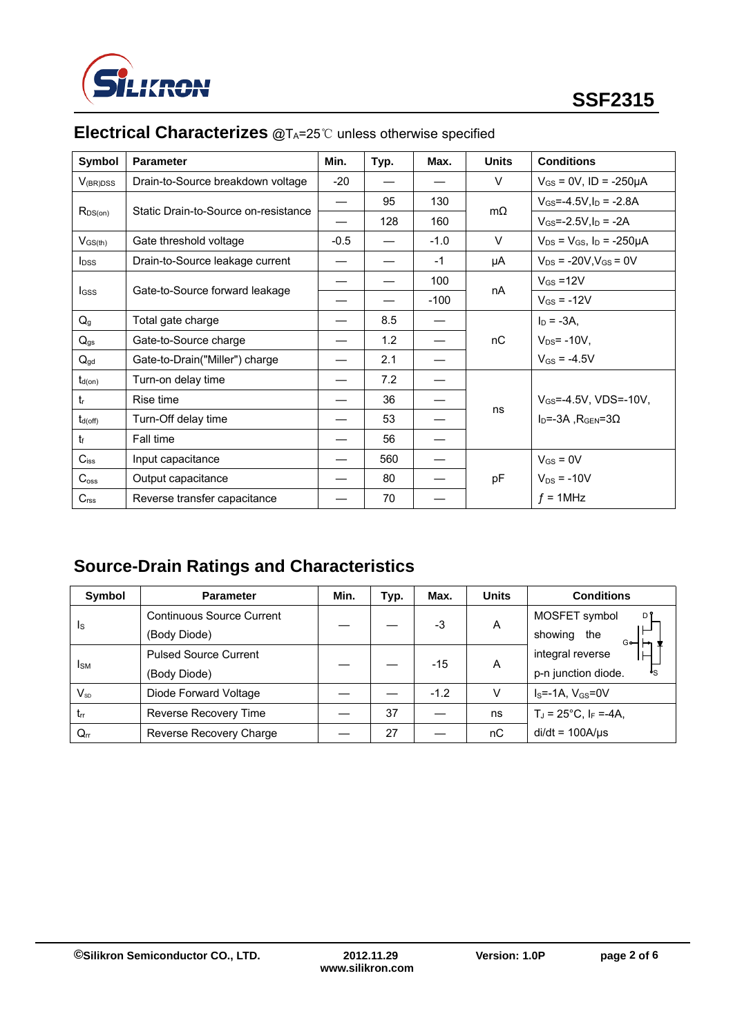## Electrical Characterizes @$T_A$=25℃ unless otherwise specified

| Symbol | Parameter | Min. | Typ. | Max. | Units | Conditions |
|---|---|---|---|---|---|---|
| $V_{(BR)DSS}$ | Drain-to-Source breakdown voltage | -20 | — | — | V | $V_{GS}$ = 0V, ID = -250μA |
| $R_{DS(on)}$ | Static Drain-to-Source on-resistance | — | 95 | 130 | mΩ | $V_{GS}$=-4.5V,$I_D$ = -2.8A |
| | | — | 128 | 160 | | $V_{GS}$=-2.5V,$I_D$ = -2A |
| $V_{GS(th)}$ | Gate threshold voltage | -0.5 | — | -1.0 | V | $V_{DS}$ = $V_{GS}$, $I_D$ = -250μA |
| $I_{DSS}$ | Drain-to-Source leakage current | — | — | -1 | μA | $V_{DS}$ = -20V,$V_{GS}$ = 0V |
| $I_{GSS}$ | Gate-to-Source forward leakage | — | — | 100 | nA | $V_{GS}$ =12V |
| | | — | — | -100 | | $V_{GS}$ = -12V |
| $Q_g$ | Total gate charge | — | 8.5 | — | nC | $I_D$ = -3A, |
| $Q_{gs}$ | Gate-to-Source charge | — | 1.2 | — | | $V_{DS}$= -10V, |
| $Q_{gd}$ | Gate-to-Drain("Miller") charge | — | 2.1 | — | | $V_{GS}$ = -4.5V |
| $t_{d(on)}$ | Turn-on delay time | — | 7.2 | — | ns | $V_{GS}$=-4.5V, VDS=-10V, |
| $t_r$ | Rise time | — | 36 | — | | $I_D$=-3A ,$R_{GEN}$=3Ω |
| $t_{d(off)}$ | Turn-Off delay time | — | 53 | — | | |
| $t_f$ | Fall time | — | 56 | — | | |
| $C_{iss}$ | Input capacitance | — | 560 | — | pF | $V_{GS}$ = 0V |
| $C_{oss}$ | Output capacitance | — | 80 | — | | $V_{DS}$ = -10V |
| $C_{rss}$ | Reverse transfer capacitance | — | 70 | — | | $f$ = 1MHz |

## Source-Drain Ratings and Characteristics

| Symbol | Parameter | Min. | Typ. | Max. | Units | Conditions |
|---|---|---|---|---|---|---|
| $I_S$ | Continuous Source Current (Body Diode) | — | — | -3 | A | MOSFET symbol showing the integral reverse p-n junction diode. |
| $I_{SM}$ | Pulsed Source Current (Body Diode) | — | — | -15 | A | |
| $V_{SD}$ | Diode Forward Voltage | — | — | -1.2 | V | $I_S$=-1A, $V_{GS}$=0V |
| $t_{rr}$ | Reverse Recovery Time | — | 37 | — | ns | $T_J$ = 25°C, $I_F$ =-4A, |
| $Q_{rr}$ | Reverse Recovery Charge | — | 27 | — | nC | di/dt = 100A/μs |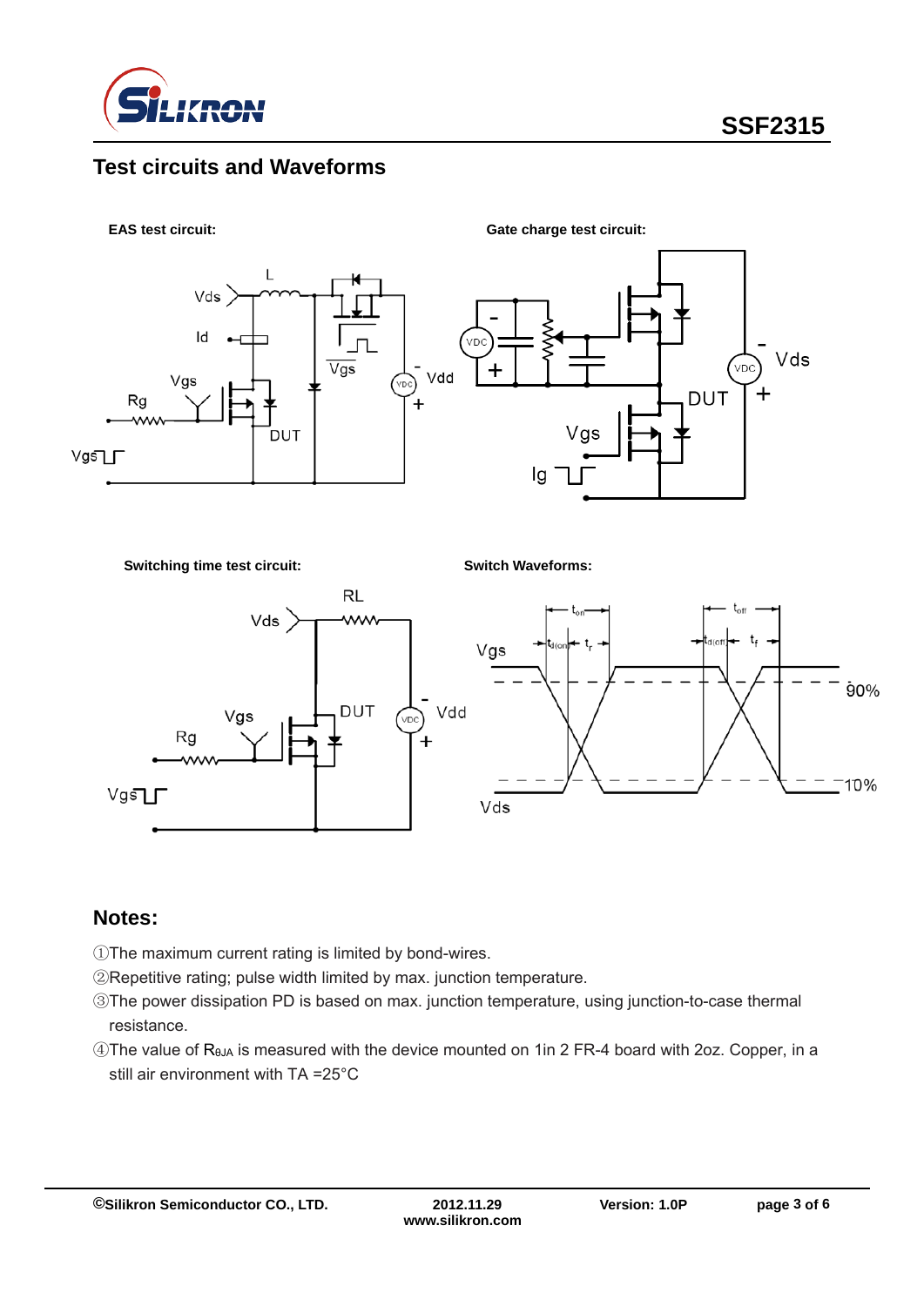## Test circuits and Waveforms

**EAS test circuit:**

**Gate charge test circuit:**

**Switching time test circuit:**

**Switch Waveforms:**

## Notes:

①The maximum current rating is limited by bond-wires.

②Repetitive rating; pulse width limited by max. junction temperature.

③The power dissipation PD is based on max. junction temperature, using junction-to-case thermal resistance.

④The value of $R_{\theta JA}$ is measured with the device mounted on 1in 2 FR-4 board with 2oz. Copper, in a still air environment with TA =25°C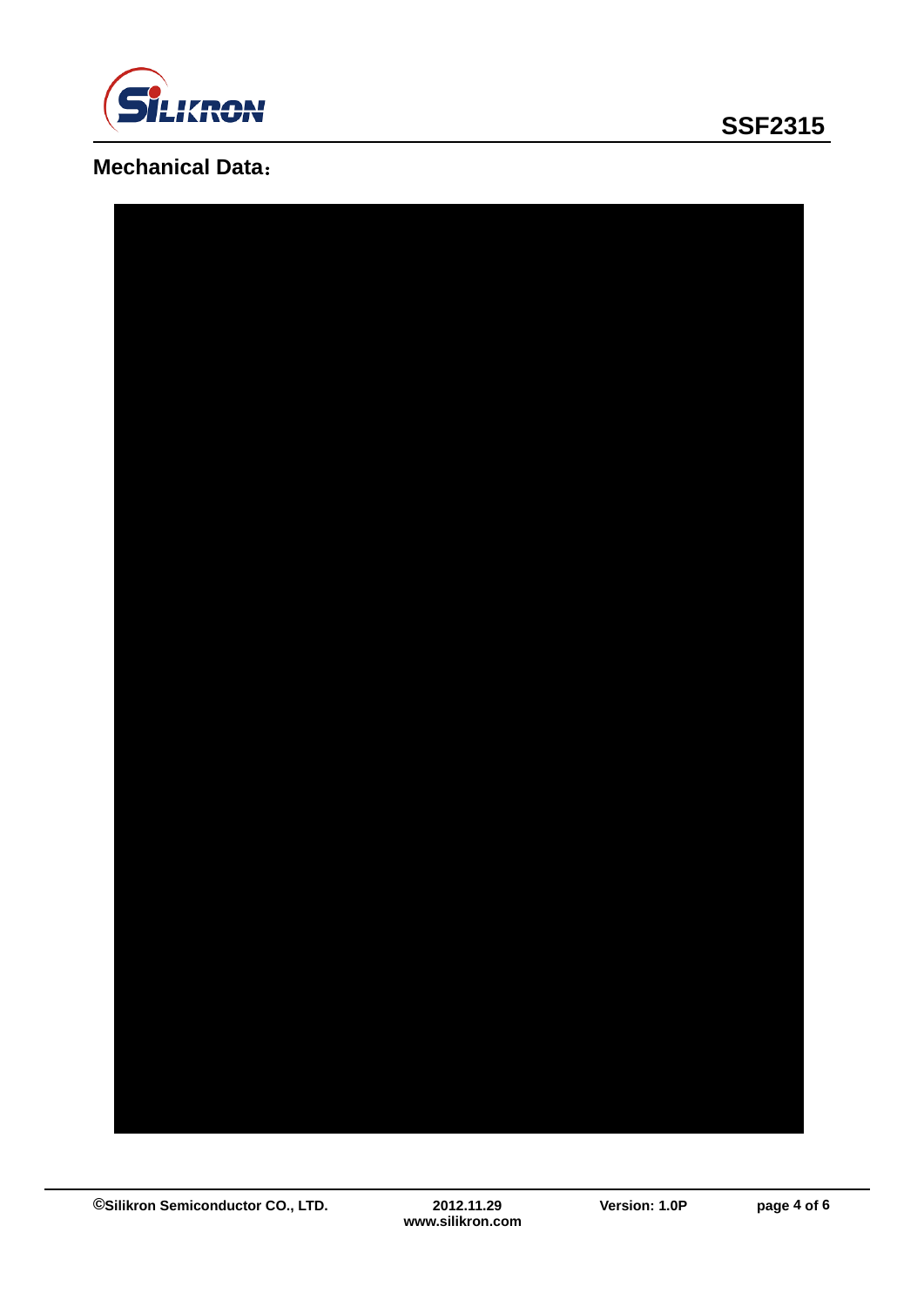## Mechanical Data：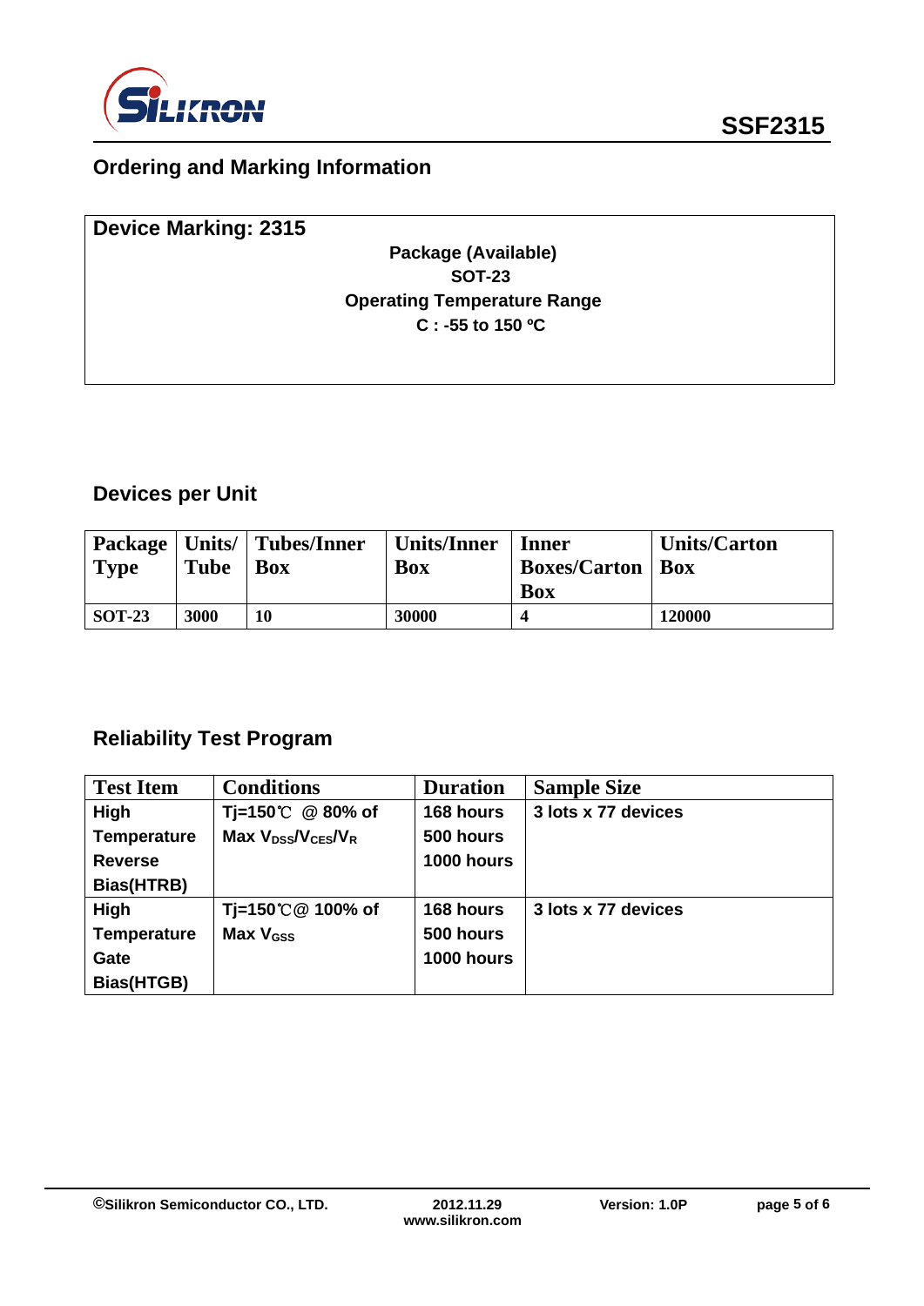## Ordering and Marking Information

**Device Marking: 2315**

**Package (Available)**
**SOT-23**
**Operating Temperature Range**
**C : -55 to 150 ºC**

## Devices per Unit

| Package Type | Units/ Tube | Tubes/Inner Box | Units/Inner Box | Inner Boxes/Carton Box | Units/Carton Box |
|---|---|---|---|---|---|
| SOT-23 | 3000 | 10 | 30000 | 4 | 120000 |

## Reliability Test Program

| Test Item | Conditions | Duration | Sample Size |
|---|---|---|---|
| High Temperature Reverse Bias(HTRB) | Tj=150℃ @ 80% of Max $V_{DSS}/V_{CES}/V_R$ | 168 hours<br>500 hours<br>1000 hours | 3 lots x 77 devices |
| High Temperature Gate Bias(HTGB) | Tj=150℃@ 100% of Max $V_{GSS}$ | 168 hours<br>500 hours<br>1000 hours | 3 lots x 77 devices |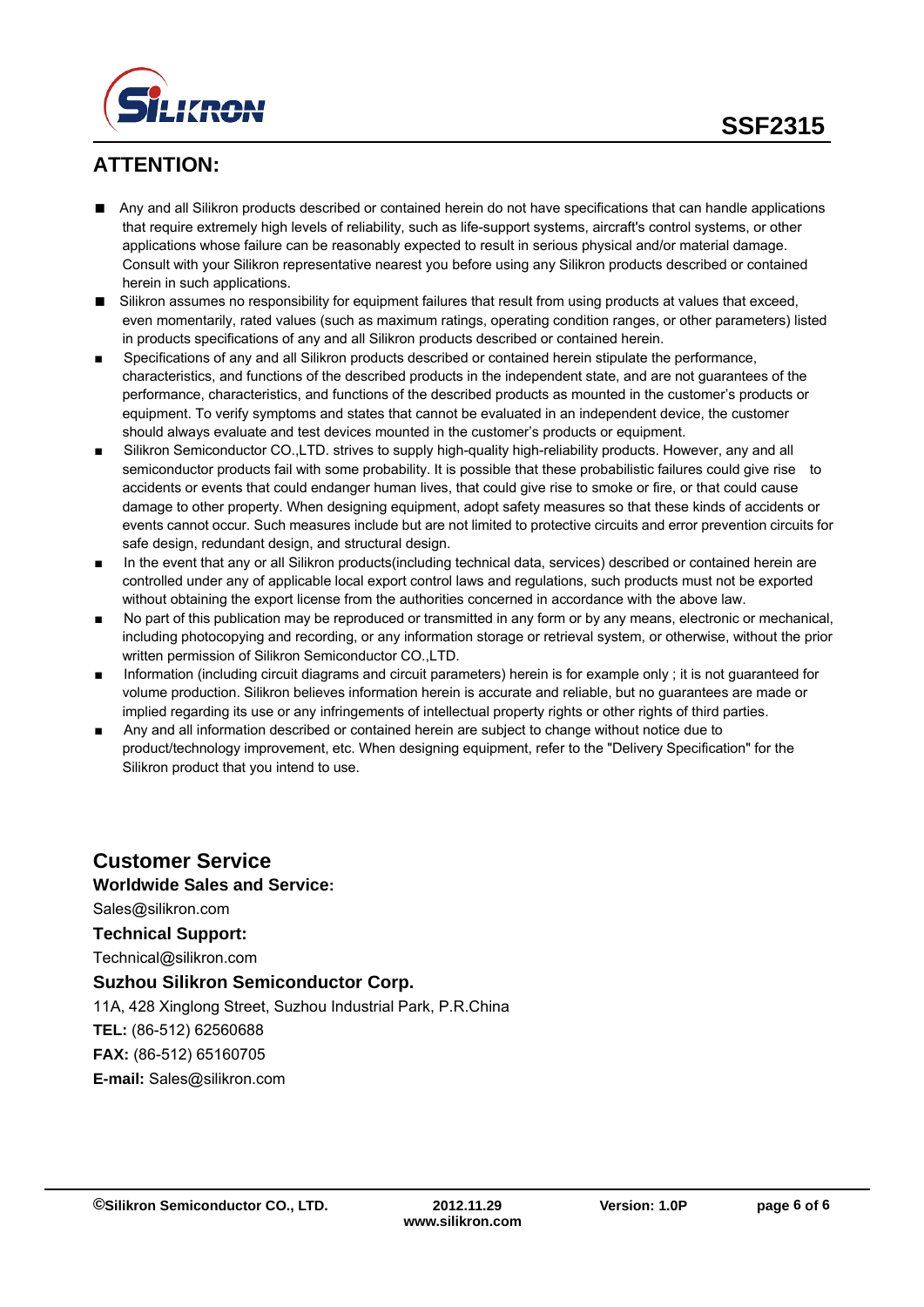## ATTENTION:

- Any and all Silikron products described or contained herein do not have specifications that can handle applications that require extremely high levels of reliability, such as life-support systems, aircraft's control systems, or other applications whose failure can be reasonably expected to result in serious physical and/or material damage. Consult with your Silikron representative nearest you before using any Silikron products described or contained herein in such applications.
- Silikron assumes no responsibility for equipment failures that result from using products at values that exceed, even momentarily, rated values (such as maximum ratings, operating condition ranges, or other parameters) listed in products specifications of any and all Silikron products described or contained herein.
- Specifications of any and all Silikron products described or contained herein stipulate the performance, characteristics, and functions of the described products in the independent state, and are not guarantees of the performance, characteristics, and functions of the described products as mounted in the customer's products or equipment. To verify symptoms and states that cannot be evaluated in an independent device, the customer should always evaluate and test devices mounted in the customer's products or equipment.
- Silikron Semiconductor CO.,LTD. strives to supply high-quality high-reliability products. However, any and all semiconductor products fail with some probability. It is possible that these probabilistic failures could give rise to accidents or events that could endanger human lives, that could give rise to smoke or fire, or that could cause damage to other property. When designing equipment, adopt safety measures so that these kinds of accidents or events cannot occur. Such measures include but are not limited to protective circuits and error prevention circuits for safe design, redundant design, and structural design.
- In the event that any or all Silikron products(including technical data, services) described or contained herein are controlled under any of applicable local export control laws and regulations, such products must not be exported without obtaining the export license from the authorities concerned in accordance with the above law.
- No part of this publication may be reproduced or transmitted in any form or by any means, electronic or mechanical, including photocopying and recording, or any information storage or retrieval system, or otherwise, without the prior written permission of Silikron Semiconductor CO.,LTD.
- Information (including circuit diagrams and circuit parameters) herein is for example only ; it is not guaranteed for volume production. Silikron believes information herein is accurate and reliable, but no guarantees are made or implied regarding its use or any infringements of intellectual property rights or other rights of third parties.
- Any and all information described or contained herein are subject to change without notice due to product/technology improvement, etc. When designing equipment, refer to the "Delivery Specification" for the Silikron product that you intend to use.

## Customer Service

**Worldwide Sales and Service:**

Sales@silikron.com

**Technical Support:**

Technical@silikron.com

**Suzhou Silikron Semiconductor Corp.**

11A, 428 Xinglong Street, Suzhou Industrial Park, P.R.China

**TEL:** (86-512) 62560688

**FAX:** (86-512) 65160705

**E-mail:** Sales@silikron.com